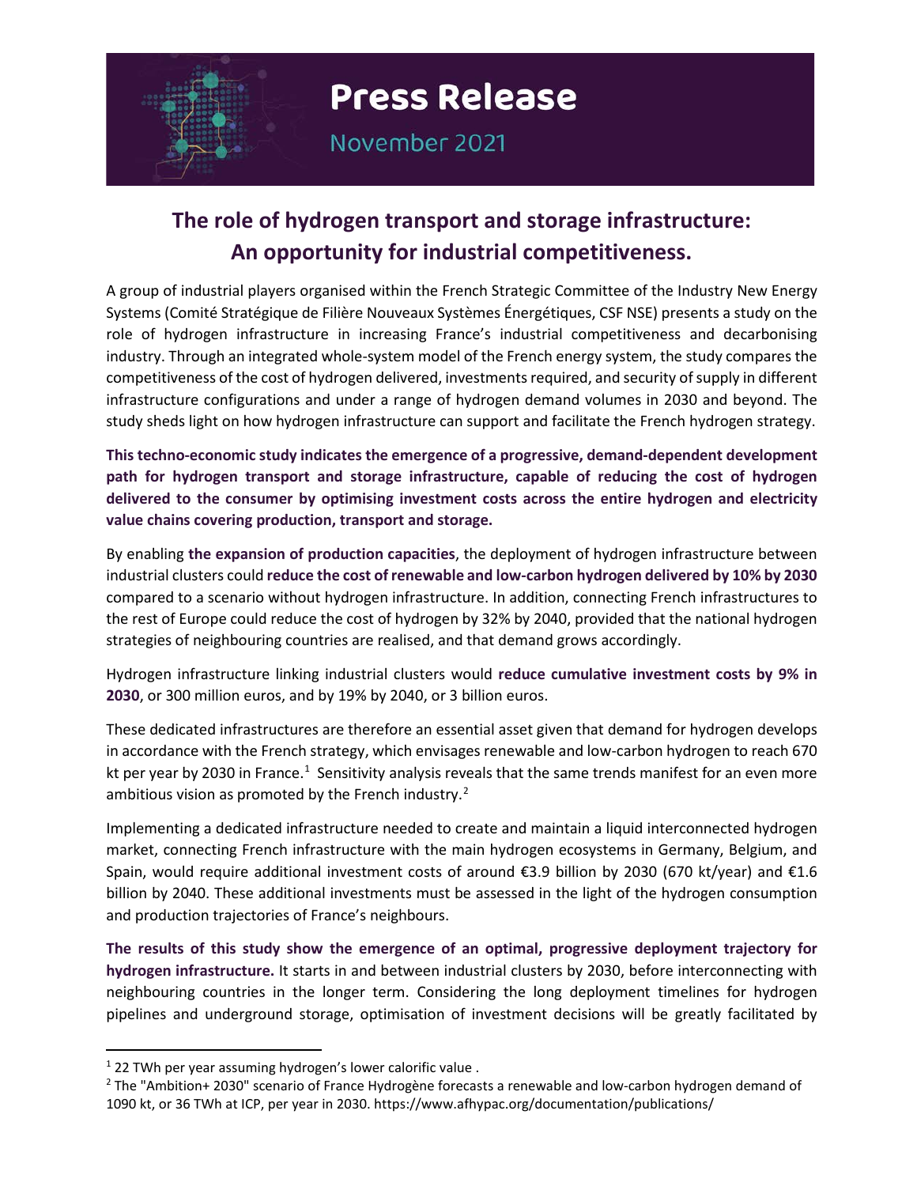# Press Release

November 2021

## The role of hydrogen transport and storage infrastructure: An opportunity for industrial competitiveness.

A group of industrial players organised within the French Strategic Committee of the Industry New Energy Systems (Comité Stratégique de Filière Nouveaux Systèmes Énergétiques, CSF NSE) presents a study on the role of hydrogen infrastructure in increasing France's industrial competitiveness and decarbonising industry. Through an integrated whole-system model of the French energy system, the study compares the competitiveness of the cost of hydrogen delivered, investments required, and security of supply in different infrastructure configurations and under a range of hydrogen demand volumes in 2030 and beyond. The study sheds light on how hydrogen infrastructure can support and facilitate the French hydrogen strategy.

**This techno-economic study indicates the emergence of a progressive, demand-dependent development path for hydrogen transport and storage infrastructure, capable of reducing the cost of hydrogen delivered to the consumer by optimising investment costs across the entire hydrogen and electricity value chains covering production, transport and storage.**

By enabling **the expansion of production capacities**, the deployment of hydrogen infrastructure between industrial clusters could **reduce the cost of renewable and low-carbon hydrogen delivered by 10% by 2030** compared to a scenario without hydrogen infrastructure. In addition, connecting French infrastructures to the rest of Europe could reduce the cost of hydrogen by 32% by 2040, provided that the national hydrogen strategies of neighbouring countries are realised, and that demand grows accordingly.

Hydrogen infrastructure linking industrial clusters would **reduce cumulative investment costs by 9% in 2030**, or 300 million euros, and by 19% by 2040, or 3 billion euros.

These dedicated infrastructures are therefore an essential asset given that demand for hydrogen develops in accordance with the French strategy, which envisages renewable and low-carbon hydrogen to reach 670 kt per year by 2030 in France.[1] Sensitivity analysis reveals that the same trends manifest for an even more ambitious vision as promoted by the French industry.[2]

Implementing a dedicated infrastructure needed to create and maintain a liquid interconnected hydrogen market, connecting French infrastructure with the main hydrogen ecosystems in Germany, Belgium, and Spain, would require additional investment costs of around €3.9 billion by 2030 (670 kt/year) and €1.6 billion by 2040. These additional investments must be assessed in the light of the hydrogen consumption and production trajectories of France's neighbours.

**The results of this study show the emergence of an optimal, progressive deployment trajectory for hydrogen infrastructure.** It starts in and between industrial clusters by 2030, before interconnecting with neighbouring countries in the longer term. Considering the long deployment timelines for hydrogen pipelines and underground storage, optimisation of investment decisions will be greatly facilitated by

---

[1] 22 TWh per year assuming hydrogen's lower calorific value .

[2] The "Ambition+ 2030" scenario of France Hydrogène forecasts a renewable and low-carbon hydrogen demand of 1090 kt, or 36 TWh at ICP, per year in 2030. https://www.afhypac.org/documentation/publications/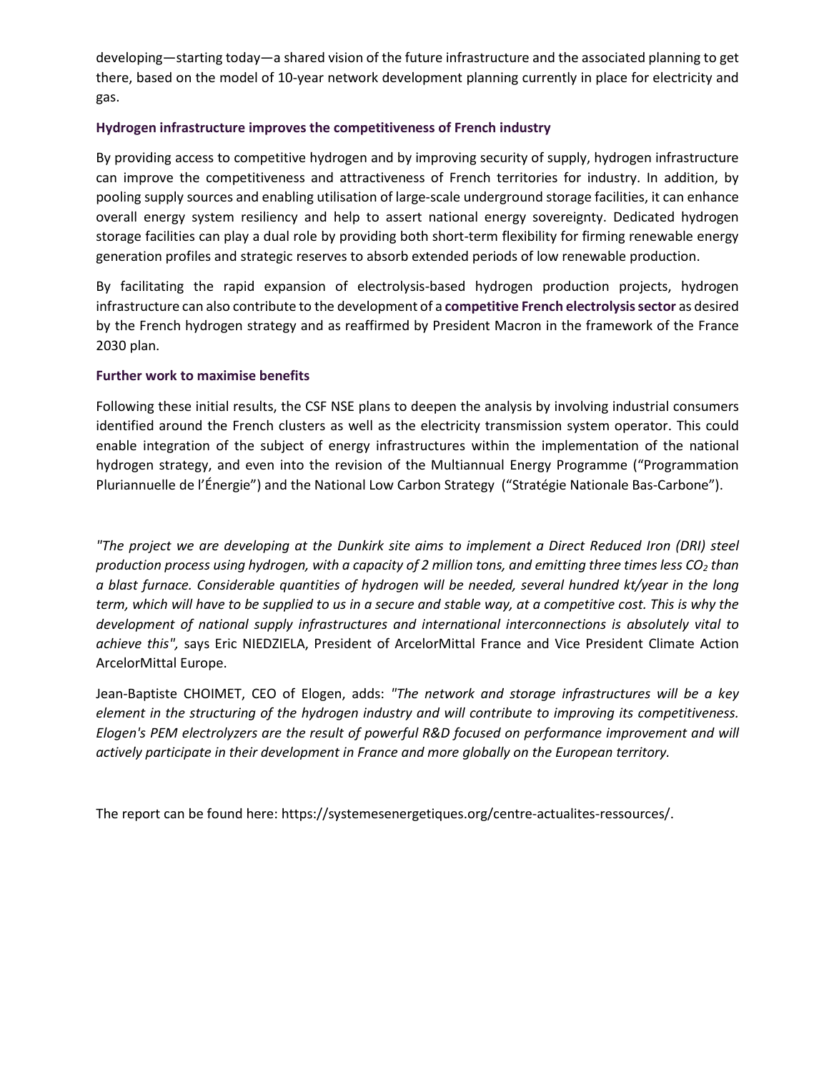developing—starting today—a shared vision of the future infrastructure and the associated planning to get there, based on the model of 10-year network development planning currently in place for electricity and gas.

### Hydrogen infrastructure improves the competitiveness of French industry

By providing access to competitive hydrogen and by improving security of supply, hydrogen infrastructure can improve the competitiveness and attractiveness of French territories for industry. In addition, by pooling supply sources and enabling utilisation of large-scale underground storage facilities, it can enhance overall energy system resiliency and help to assert national energy sovereignty. Dedicated hydrogen storage facilities can play a dual role by providing both short-term flexibility for firming renewable energy generation profiles and strategic reserves to absorb extended periods of low renewable production.

By facilitating the rapid expansion of electrolysis-based hydrogen production projects, hydrogen infrastructure can also contribute to the development of a **competitive French electrolysis sector** as desired by the French hydrogen strategy and as reaffirmed by President Macron in the framework of the France 2030 plan.

### Further work to maximise benefits

Following these initial results, the CSF NSE plans to deepen the analysis by involving industrial consumers identified around the French clusters as well as the electricity transmission system operator. This could enable integration of the subject of energy infrastructures within the implementation of the national hydrogen strategy, and even into the revision of the Multiannual Energy Programme ("Programmation Pluriannuelle de l'Énergie") and the National Low Carbon Strategy ("Stratégie Nationale Bas-Carbone").

*"The project we are developing at the Dunkirk site aims to implement a Direct Reduced Iron (DRI) steel production process using hydrogen, with a capacity of 2 million tons, and emitting three times less $CO_2$ than a blast furnace. Considerable quantities of hydrogen will be needed, several hundred kt/year in the long term, which will have to be supplied to us in a secure and stable way, at a competitive cost. This is why the development of national supply infrastructures and international interconnections is absolutely vital to achieve this",* says Eric NIEDZIELA, President of ArcelorMittal France and Vice President Climate Action ArcelorMittal Europe.

Jean-Baptiste CHOIMET, CEO of Elogen, adds: *"The network and storage infrastructures will be a key element in the structuring of the hydrogen industry and will contribute to improving its competitiveness. Elogen's PEM electrolyzers are the result of powerful R&D focused on performance improvement and will actively participate in their development in France and more globally on the European territory.*

The report can be found here: https://systemesenergetiques.org/centre-actualites-ressources/.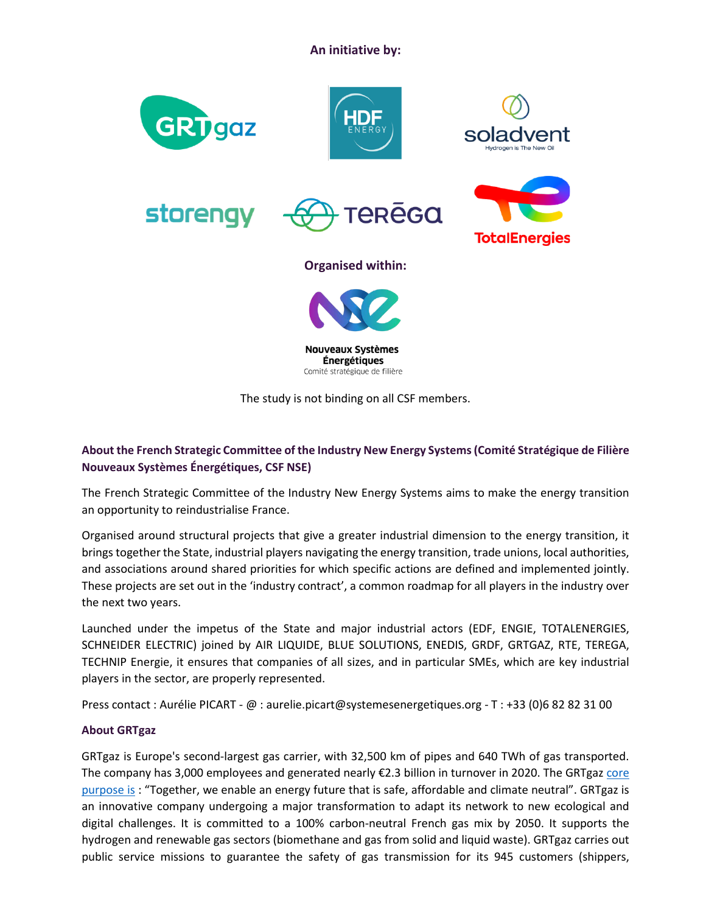**An initiative by:**

**Organised within:**

The study is not binding on all CSF members.

### About the French Strategic Committee of the Industry New Energy Systems (Comité Stratégique de Filière Nouveaux Systèmes Énergétiques, CSF NSE)

The French Strategic Committee of the Industry New Energy Systems aims to make the energy transition an opportunity to reindustrialise France.

Organised around structural projects that give a greater industrial dimension to the energy transition, it brings together the State, industrial players navigating the energy transition, trade unions, local authorities, and associations around shared priorities for which specific actions are defined and implemented jointly. These projects are set out in the 'industry contract', a common roadmap for all players in the industry over the next two years.

Launched under the impetus of the State and major industrial actors (EDF, ENGIE, TOTALENERGIES, SCHNEIDER ELECTRIC) joined by AIR LIQUIDE, BLUE SOLUTIONS, ENEDIS, GRDF, GRTGAZ, RTE, TEREGA, TECHNIP Energie, it ensures that companies of all sizes, and in particular SMEs, which are key industrial players in the sector, are properly represented.

Press contact : Aurélie PICART - @ : aurelie.picart@systemesenergetiques.org - T : +33 (0)6 82 82 31 00

### About GRTgaz

GRTgaz is Europe's second-largest gas carrier, with 32,500 km of pipes and 640 TWh of gas transported. The company has 3,000 employees and generated nearly €2.3 billion in turnover in 2020. The GRTgaz core purpose is : "Together, we enable an energy future that is safe, affordable and climate neutral". GRTgaz is an innovative company undergoing a major transformation to adapt its network to new ecological and digital challenges. It is committed to a 100% carbon-neutral French gas mix by 2050. It supports the hydrogen and renewable gas sectors (biomethane and gas from solid and liquid waste). GRTgaz carries out public service missions to guarantee the safety of gas transmission for its 945 customers (shippers,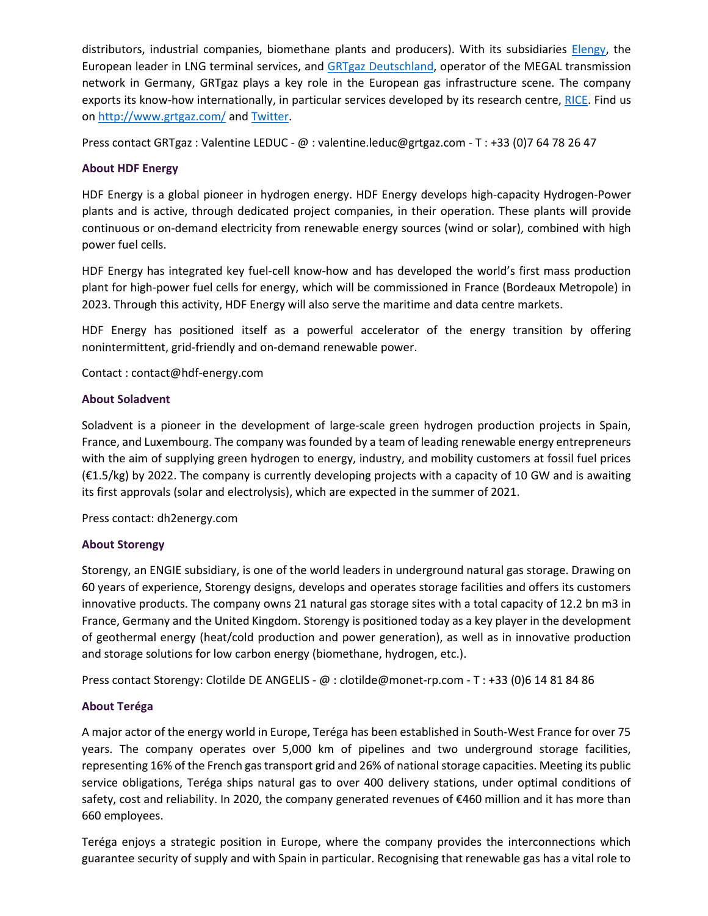distributors, industrial companies, biomethane plants and producers). With its subsidiaries [Elengy](), the European leader in LNG terminal services, and [GRTgaz Deutschland](), operator of the MEGAL transmission network in Germany, GRTgaz plays a key role in the European gas infrastructure scene. The company exports its know-how internationally, in particular services developed by its research centre, [RICE](). Find us on http://www.grtgaz.com/ and [Twitter]().

Press contact GRTgaz : Valentine LEDUC - @ : valentine.leduc@grtgaz.com - T : +33 (0)7 64 78 26 47

### About HDF Energy

HDF Energy is a global pioneer in hydrogen energy. HDF Energy develops high-capacity Hydrogen-Power plants and is active, through dedicated project companies, in their operation. These plants will provide continuous or on-demand electricity from renewable energy sources (wind or solar), combined with high power fuel cells.

HDF Energy has integrated key fuel-cell know-how and has developed the world's first mass production plant for high-power fuel cells for energy, which will be commissioned in France (Bordeaux Metropole) in 2023. Through this activity, HDF Energy will also serve the maritime and data centre markets.

HDF Energy has positioned itself as a powerful accelerator of the energy transition by offering nonintermittent, grid-friendly and on-demand renewable power.

Contact : contact@hdf-energy.com

### About Soladvent

Soladvent is a pioneer in the development of large-scale green hydrogen production projects in Spain, France, and Luxembourg. The company was founded by a team of leading renewable energy entrepreneurs with the aim of supplying green hydrogen to energy, industry, and mobility customers at fossil fuel prices (€1.5/kg) by 2022. The company is currently developing projects with a capacity of 10 GW and is awaiting its first approvals (solar and electrolysis), which are expected in the summer of 2021.

Press contact: dh2energy.com

### About Storengy

Storengy, an ENGIE subsidiary, is one of the world leaders in underground natural gas storage. Drawing on 60 years of experience, Storengy designs, develops and operates storage facilities and offers its customers innovative products. The company owns 21 natural gas storage sites with a total capacity of 12.2 bn m3 in France, Germany and the United Kingdom. Storengy is positioned today as a key player in the development of geothermal energy (heat/cold production and power generation), as well as in innovative production and storage solutions for low carbon energy (biomethane, hydrogen, etc.).

Press contact Storengy: Clotilde DE ANGELIS - @ : clotilde@monet-rp.com - T : +33 (0)6 14 81 84 86

### About Teréga

A major actor of the energy world in Europe, Teréga has been established in South-West France for over 75 years. The company operates over 5,000 km of pipelines and two underground storage facilities, representing 16% of the French gas transport grid and 26% of national storage capacities. Meeting its public service obligations, Teréga ships natural gas to over 400 delivery stations, under optimal conditions of safety, cost and reliability. In 2020, the company generated revenues of €460 million and it has more than 660 employees.

Teréga enjoys a strategic position in Europe, where the company provides the interconnections which guarantee security of supply and with Spain in particular. Recognising that renewable gas has a vital role to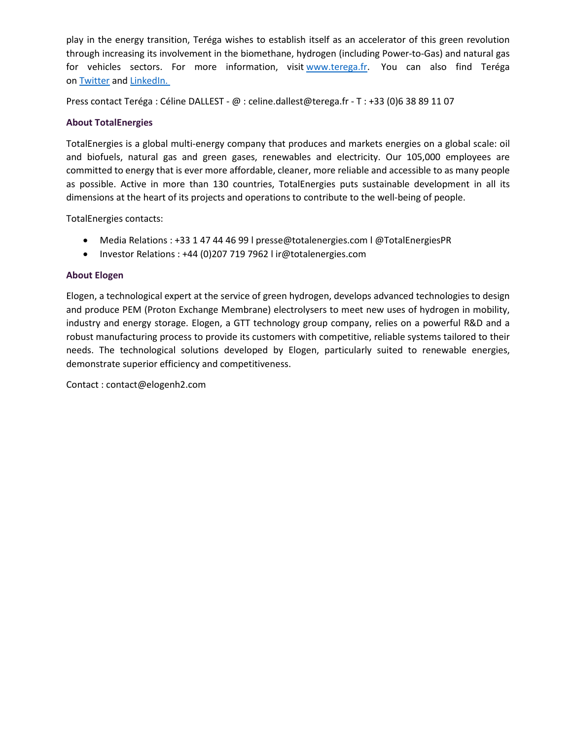play in the energy transition, Teréga wishes to establish itself as an accelerator of this green revolution through increasing its involvement in the biomethane, hydrogen (including Power-to-Gas) and natural gas for vehicles sectors. For more information, visit [www.terega.fr](www.terega.fr). You can also find Teréga on [Twitter]() and [LinkedIn.]()

Press contact Teréga : Céline DALLEST - @ : celine.dallest@terega.fr - T : +33 (0)6 38 89 11 07

**About TotalEnergies**

TotalEnergies is a global multi-energy company that produces and markets energies on a global scale: oil and biofuels, natural gas and green gases, renewables and electricity. Our 105,000 employees are committed to energy that is ever more affordable, cleaner, more reliable and accessible to as many people as possible. Active in more than 130 countries, TotalEnergies puts sustainable development in all its dimensions at the heart of its projects and operations to contribute to the well-being of people.

TotalEnergies contacts:

- Media Relations : +33 1 47 44 46 99 l presse@totalenergies.com l @TotalEnergiesPR
- Investor Relations : +44 (0)207 719 7962 l ir@totalenergies.com

**About Elogen**

Elogen, a technological expert at the service of green hydrogen, develops advanced technologies to design and produce PEM (Proton Exchange Membrane) electrolysers to meet new uses of hydrogen in mobility, industry and energy storage. Elogen, a GTT technology group company, relies on a powerful R&D and a robust manufacturing process to provide its customers with competitive, reliable systems tailored to their needs. The technological solutions developed by Elogen, particularly suited to renewable energies, demonstrate superior efficiency and competitiveness.

Contact : contact@elogenh2.com